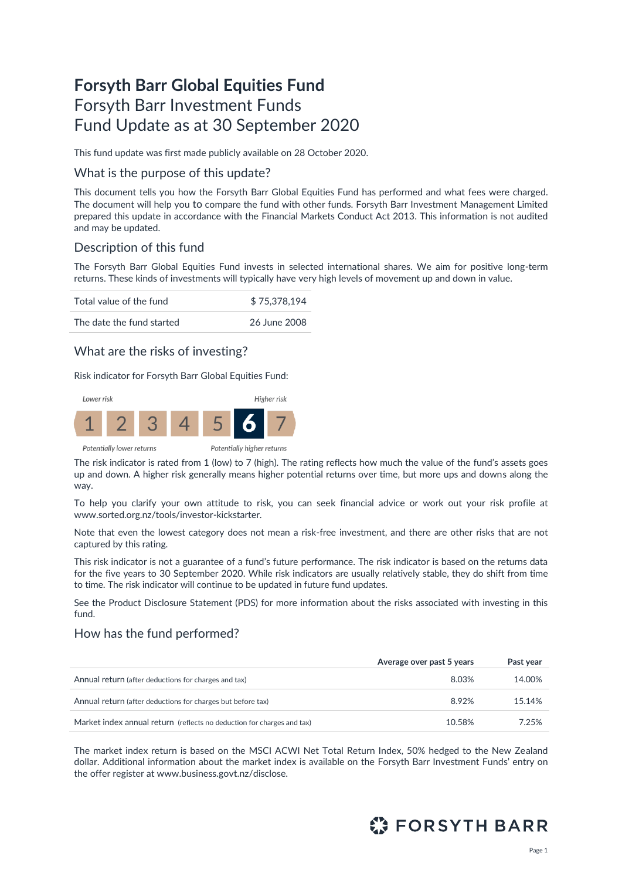# Forsyth Barr Global Equities Fund

Forsyth Barr Investment Funds
Fund Update as at 30 September 2020

This fund update was first made publicly available on 28 October 2020.

## What is the purpose of this update?

This document tells you how the Forsyth Barr Global Equities Fund has performed and what fees were charged. The document will help you to compare the fund with other funds. Forsyth Barr Investment Management Limited prepared this update in accordance with the Financial Markets Conduct Act 2013. This information is not audited and may be updated.

## Description of this fund

The Forsyth Barr Global Equities Fund invests in selected international shares. We aim for positive long-term returns. These kinds of investments will typically have very high levels of movement up and down in value.

| | |
|---|---|
| Total value of the fund | $ 75,378,194 |
| The date the fund started | 26 June 2008 |

## What are the risks of investing?

Risk indicator for Forsyth Barr Global Equities Fund:

*Lower risk* — *Higher risk*

1 2 3 4 5 **6** 7

*Potentially lower returns* — *Potentially higher returns*

The risk indicator is rated from 1 (low) to 7 (high). The rating reflects how much the value of the fund's assets goes up and down. A higher risk generally means higher potential returns over time, but more ups and downs along the way.

To help you clarify your own attitude to risk, you can seek financial advice or work out your risk profile at www.sorted.org.nz/tools/investor-kickstarter.

Note that even the lowest category does not mean a risk-free investment, and there are other risks that are not captured by this rating.

This risk indicator is not a guarantee of a fund's future performance. The risk indicator is based on the returns data for the five years to 30 September 2020. While risk indicators are usually relatively stable, they do shift from time to time. The risk indicator will continue to be updated in future fund updates.

See the Product Disclosure Statement (PDS) for more information about the risks associated with investing in this fund.

## How has the fund performed?

| | Average over past 5 years | Past year |
|---|---|---|
| Annual return (after deductions for charges and tax) | 8.03% | 14.00% |
| Annual return (after deductions for charges but before tax) | 8.92% | 15.14% |
| Market index annual return (reflects no deduction for charges and tax) | 10.58% | 7.25% |

The market index return is based on the MSCI ACWI Net Total Return Index, 50% hedged to the New Zealand dollar. Additional information about the market index is available on the Forsyth Barr Investment Funds' entry on the offer register at www.business.govt.nz/disclose.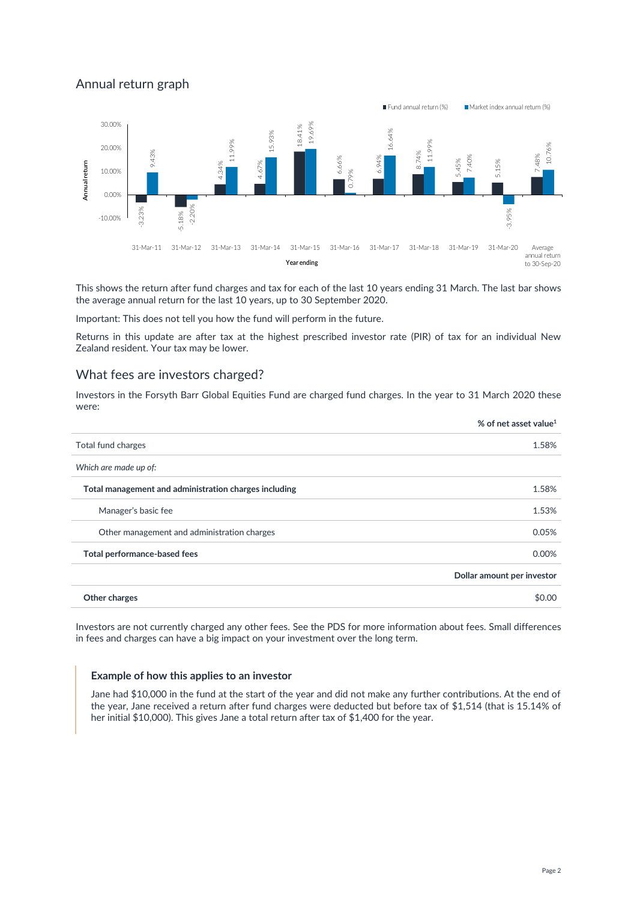## Annual return graph

| Year ending | Fund annual return (%) | Market index annual return (%) |
|---|---|---|
| 31-Mar-11 | -3.23% | 9.43% |
| 31-Mar-12 | -5.18% | -2.20% |
| 31-Mar-13 | 4.34% | 11.99% |
| 31-Mar-14 | 4.67% | 15.93% |
| 31-Mar-15 | 18.41% | 19.69% |
| 31-Mar-16 | 6.66% | 0.79% |
| 31-Mar-17 | 6.94% | 16.64% |
| 31-Mar-18 | 8.74% | 11.99% |
| 31-Mar-19 | 5.45% | 7.40% |
| 31-Mar-20 | 5.15% | -3.95% |
| Average annual return to 30-Sep-20 | 7.48% | 10.76% |

This shows the return after fund charges and tax for each of the last 10 years ending 31 March. The last bar shows the average annual return for the last 10 years, up to 30 September 2020.

Important: This does not tell you how the fund will perform in the future.

Returns in this update are after tax at the highest prescribed investor rate (PIR) of tax for an individual New Zealand resident. Your tax may be lower.

## What fees are investors charged?

Investors in the Forsyth Barr Global Equities Fund are charged fund charges. In the year to 31 March 2020 these were:

| | % of net asset value[1] |
|---|---|
| Total fund charges | 1.58% |
| *Which are made up of:* | |
| **Total management and administration charges including** | 1.58% |
| Manager's basic fee | 1.53% |
| Other management and administration charges | 0.05% |
| **Total performance-based fees** | 0.00% |
| | **Dollar amount per investor** |
| **Other charges** | $0.00 |

Investors are not currently charged any other fees. See the PDS for more information about fees. Small differences in fees and charges can have a big impact on your investment over the long term.

### Example of how this applies to an investor

Jane had $10,000 in the fund at the start of the year and did not make any further contributions. At the end of the year, Jane received a return after fund charges were deducted but before tax of $1,514 (that is 15.14% of her initial $10,000). This gives Jane a total return after tax of $1,400 for the year.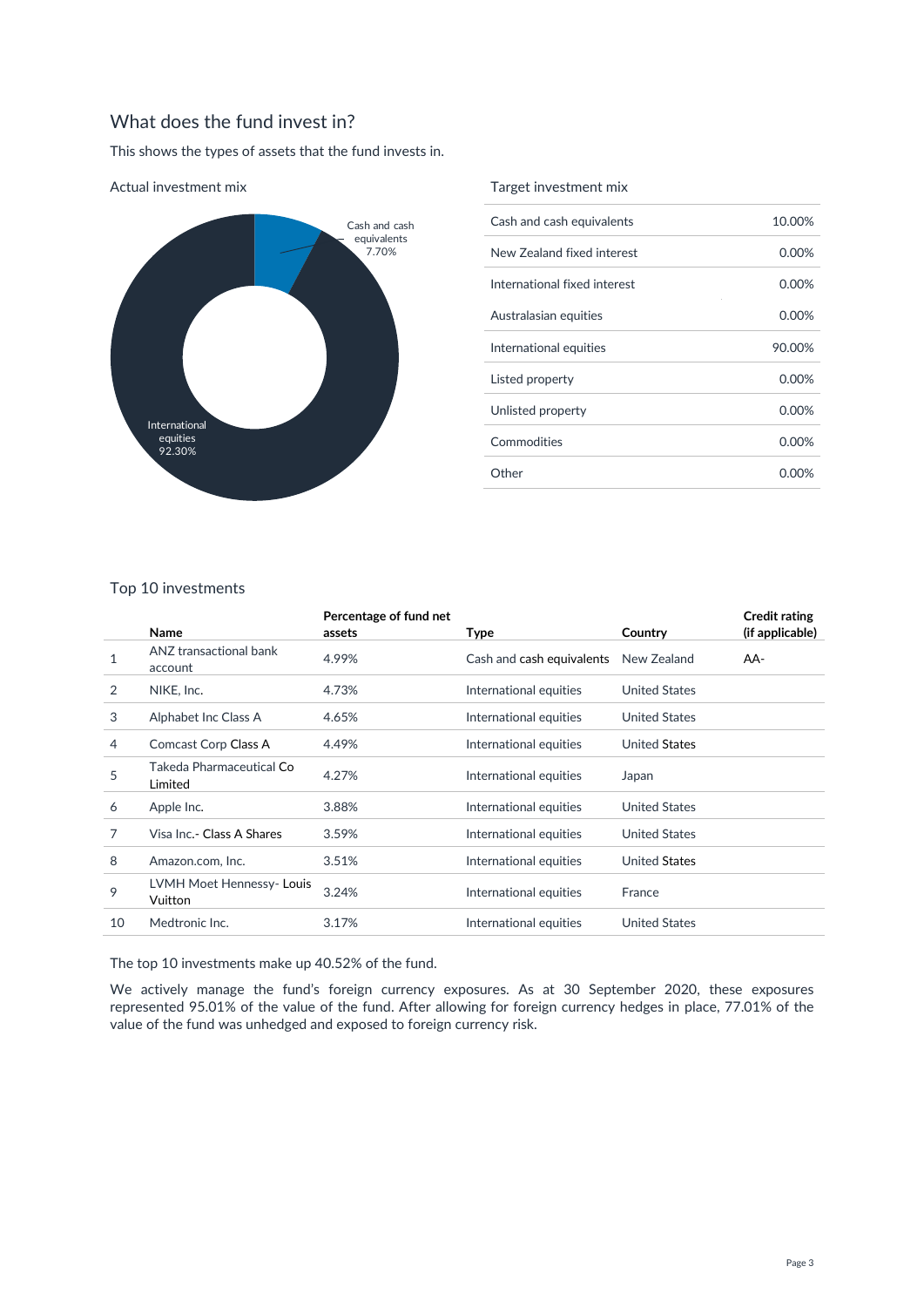## What does the fund invest in?

This shows the types of assets that the fund invests in.

### Actual investment mix

Cash and cash equivalents 7.70%

International equities 92.30%

### Target investment mix

| Asset type | Percentage |
| --- | --- |
| Cash and cash equivalents | 10.00% |
| New Zealand fixed interest | 0.00% |
| International fixed interest | 0.00% |
| Australasian equities | 0.00% |
| International equities | 90.00% |
| Listed property | 0.00% |
| Unlisted property | 0.00% |
| Commodities | 0.00% |
| Other | 0.00% |

### Top 10 investments

| | Name | Percentage of fund net assets | Type | Country | Credit rating (if applicable) |
| --- | --- | --- | --- | --- | --- |
| 1 | ANZ transactional bank account | 4.99% | Cash and cash equivalents | New Zealand | AA- |
| 2 | NIKE, Inc. | 4.73% | International equities | United States | |
| 3 | Alphabet Inc Class A | 4.65% | International equities | United States | |
| 4 | Comcast Corp Class A | 4.49% | International equities | United States | |
| 5 | Takeda Pharmaceutical Co Limited | 4.27% | International equities | Japan | |
| 6 | Apple Inc. | 3.88% | International equities | United States | |
| 7 | Visa Inc.- Class A Shares | 3.59% | International equities | United States | |
| 8 | Amazon.com, Inc. | 3.51% | International equities | United States | |
| 9 | LVMH Moet Hennessy- Louis Vuitton | 3.24% | International equities | France | |
| 10 | Medtronic Inc. | 3.17% | International equities | United States | |

The top 10 investments make up 40.52% of the fund.

We actively manage the fund's foreign currency exposures. As at 30 September 2020, these exposures represented 95.01% of the value of the fund. After allowing for foreign currency hedges in place, 77.01% of the value of the fund was unhedged and exposed to foreign currency risk.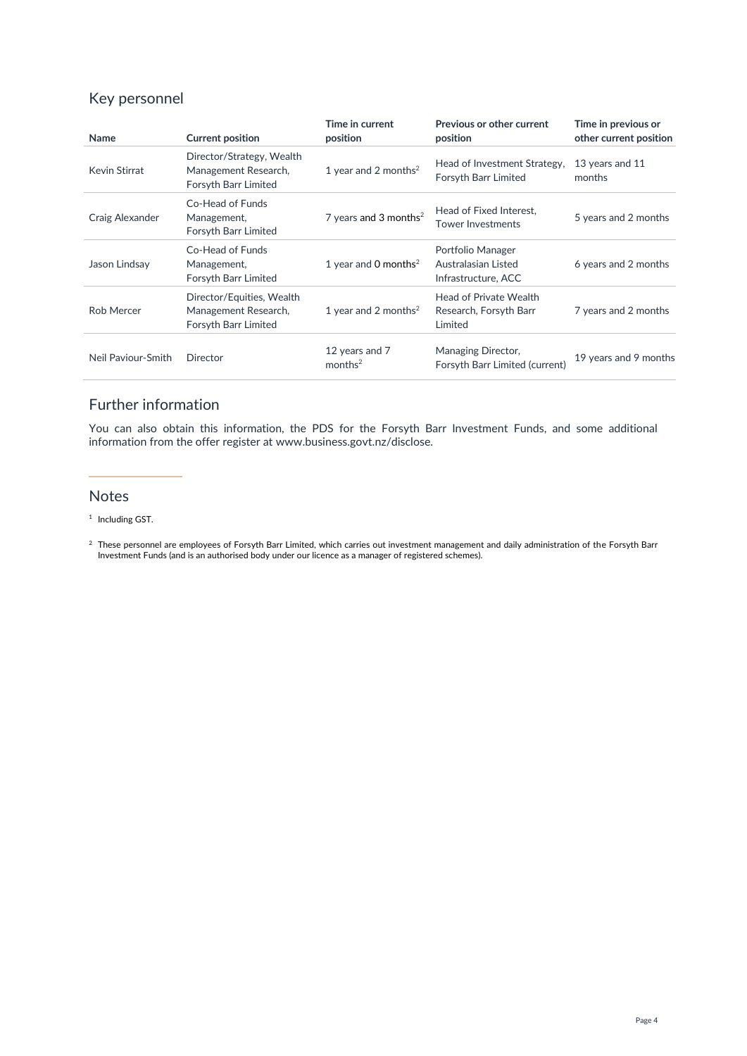## Key personnel

| Name | Current position | Time in current position | Previous or other current position | Time in previous or other current position |
|---|---|---|---|---|
| Kevin Stirrat | Director/Strategy, Wealth Management Research, Forsyth Barr Limited | 1 year and 2 months[2] | Head of Investment Strategy, Forsyth Barr Limited | 13 years and 11 months |
| Craig Alexander | Co-Head of Funds Management, Forsyth Barr Limited | 7 years and 3 months[2] | Head of Fixed Interest, Tower Investments | 5 years and 2 months |
| Jason Lindsay | Co-Head of Funds Management, Forsyth Barr Limited | 1 year and 0 months[2] | Portfolio Manager Australasian Listed Infrastructure, ACC | 6 years and 2 months |
| Rob Mercer | Director/Equities, Wealth Management Research, Forsyth Barr Limited | 1 year and 2 months[2] | Head of Private Wealth Research, Forsyth Barr Limited | 7 years and 2 months |
| Neil Paviour-Smith | Director | 12 years and 7 months[2] | Managing Director, Forsyth Barr Limited (current) | 19 years and 9 months |

## Further information

You can also obtain this information, the PDS for the Forsyth Barr Investment Funds, and some additional information from the offer register at www.business.govt.nz/disclose.

## Notes

[1] Including GST.

[2] These personnel are employees of Forsyth Barr Limited, which carries out investment management and daily administration of the Forsyth Barr Investment Funds (and is an authorised body under our licence as a manager of registered schemes).